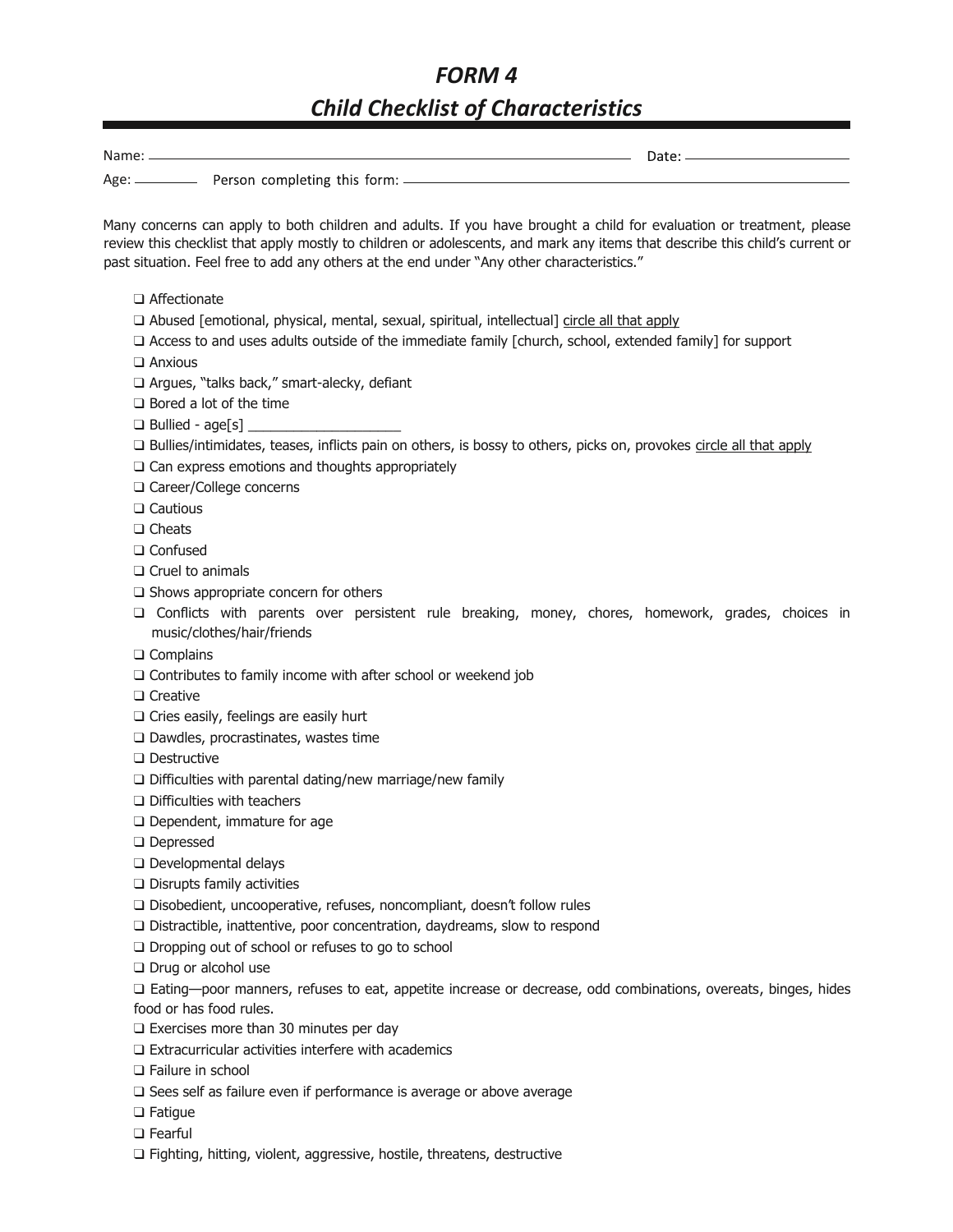# FORM 4
## *Child Checklist of Characteristics*

Name: ______________________________ Date: ______________

Age: ________ Person completing this form: ______________________________

Many concerns can apply to both children and adults. If you have brought a child for evaluation or treatment, please review this checklist that apply mostly to children or adolescents, and mark any items that describe this child's current or past situation. Feel free to add any others at the end under "Any other characteristics."

- ❑ Affectionate
- ❑ Abused [emotional, physical, mental, sexual, spiritual, intellectual] circle all that apply
- ❑ Access to and uses adults outside of the immediate family [church, school, extended family] for support
- ❑ Anxious
- ❑ Argues, "talks back," smart-alecky, defiant
- ❑ Bored a lot of the time
- ❑ Bullied - age[s] ____________________
- ❑ Bullies/intimidates, teases, inflicts pain on others, is bossy to others, picks on, provokes circle all that apply
- ❑ Can express emotions and thoughts appropriately
- ❑ Career/College concerns
- ❑ Cautious
- ❑ Cheats
- ❑ Confused
- ❑ Cruel to animals
- ❑ Shows appropriate concern for others
- ❑ Conflicts with parents over persistent rule breaking, money, chores, homework, grades, choices in music/clothes/hair/friends
- ❑ Complains
- ❑ Contributes to family income with after school or weekend job
- ❑ Creative
- ❑ Cries easily, feelings are easily hurt
- ❑ Dawdles, procrastinates, wastes time
- ❑ Destructive
- ❑ Difficulties with parental dating/new marriage/new family
- ❑ Difficulties with teachers
- ❑ Dependent, immature for age
- ❑ Depressed
- ❑ Developmental delays
- ❑ Disrupts family activities
- ❑ Disobedient, uncooperative, refuses, noncompliant, doesn't follow rules
- ❑ Distractible, inattentive, poor concentration, daydreams, slow to respond
- ❑ Dropping out of school or refuses to go to school
- ❑ Drug or alcohol use
- ❑ Eating—poor manners, refuses to eat, appetite increase or decrease, odd combinations, overeats, binges, hides food or has food rules.
- ❑ Exercises more than 30 minutes per day
- ❑ Extracurricular activities interfere with academics
- ❑ Failure in school
- ❑ Sees self as failure even if performance is average or above average
- ❑ Fatigue
- ❑ Fearful
- ❑ Fighting, hitting, violent, aggressive, hostile, threatens, destructive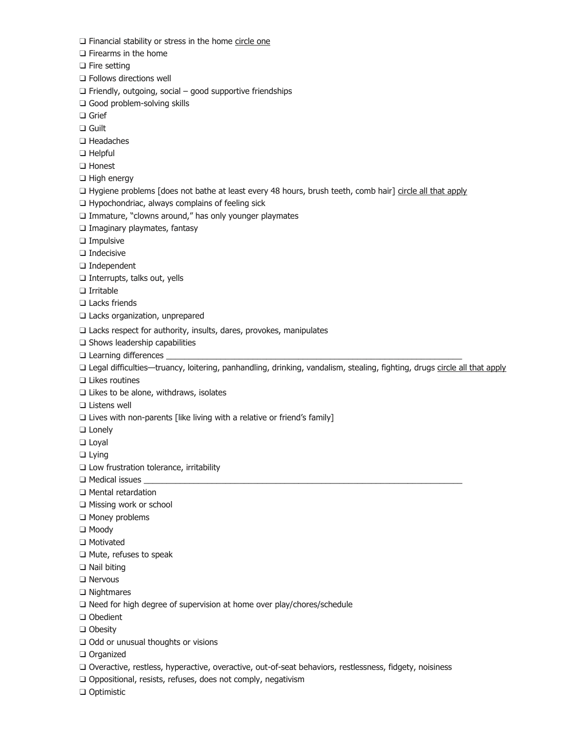- ❑ Financial stability or stress in the home circle one
- ❑ Firearms in the home
- ❑ Fire setting
- ❑ Follows directions well
- ❑ Friendly, outgoing, social – good supportive friendships
- ❑ Good problem-solving skills
- ❑ Grief
- ❑ Guilt
- ❑ Headaches
- ❑ Helpful
- ❑ Honest
- ❑ High energy
- ❑ Hygiene problems [does not bathe at least every 48 hours, brush teeth, comb hair] circle all that apply
- ❑ Hypochondriac, always complains of feeling sick
- ❑ Immature, "clowns around," has only younger playmates
- ❑ Imaginary playmates, fantasy
- ❑ Impulsive
- ❑ Indecisive
- ❑ Independent
- ❑ Interrupts, talks out, yells
- ❑ Irritable
- ❑ Lacks friends
- ❑ Lacks organization, unprepared
- ❑ Lacks respect for authority, insults, dares, provokes, manipulates
- ❑ Shows leadership capabilities
- ❑ Learning differences ____________________________________________________________________
- ❑ Legal difficulties—truancy, loitering, panhandling, drinking, vandalism, stealing, fighting, drugs circle all that apply
- ❑ Likes routines
- ❑ Likes to be alone, withdraws, isolates
- ❑ Listens well
- ❑ Lives with non-parents [like living with a relative or friend's family]
- ❑ Lonely
- ❑ Loyal
- ❑ Lying
- ❑ Low frustration tolerance, irritability
- ❑ Medical issues ________________________________________________________________________
- ❑ Mental retardation
- ❑ Missing work or school
- ❑ Money problems
- ❑ Moody
- ❑ Motivated
- ❑ Mute, refuses to speak
- ❑ Nail biting
- ❑ Nervous
- ❑ Nightmares
- ❑ Need for high degree of supervision at home over play/chores/schedule
- ❑ Obedient
- ❑ Obesity
- ❑ Odd or unusual thoughts or visions
- ❑ Organized
- ❑ Overactive, restless, hyperactive, overactive, out-of-seat behaviors, restlessness, fidgety, noisiness
- ❑ Oppositional, resists, refuses, does not comply, negativism
- ❑ Optimistic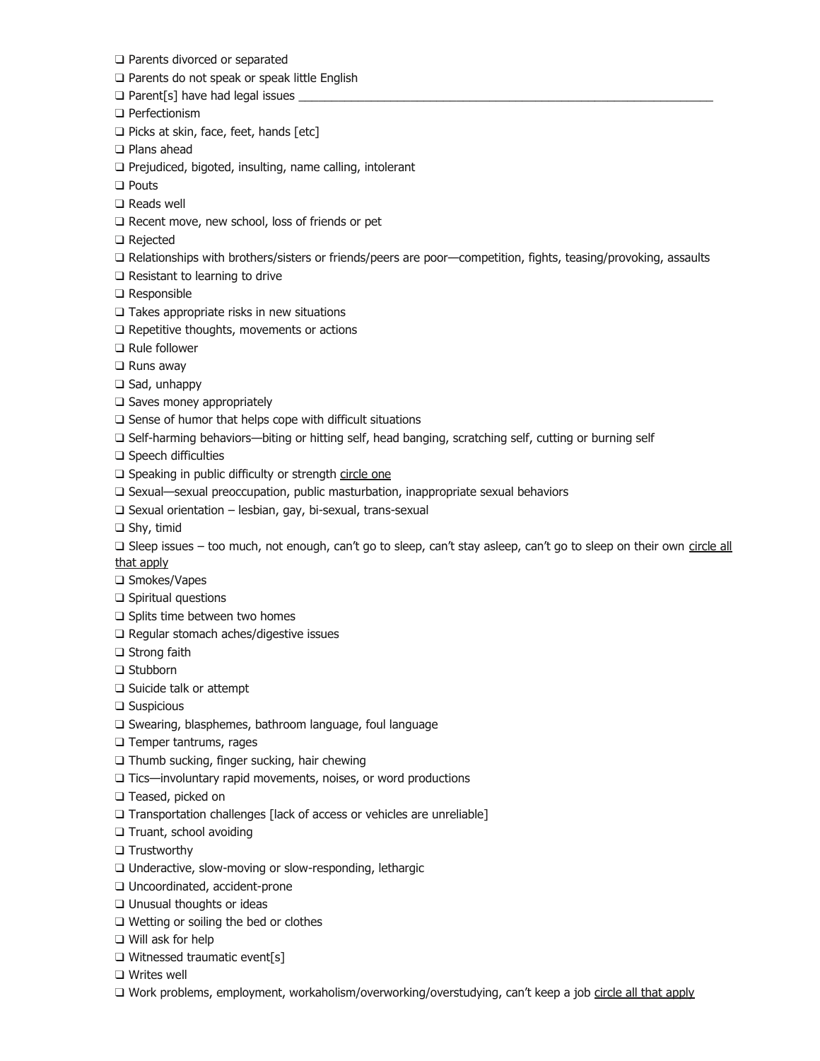- ❑ Parents divorced or separated
- ❑ Parents do not speak or speak little English
- ❑ Parent[s] have had legal issues ___________________________________________________________________
- ❑ Perfectionism
- ❑ Picks at skin, face, feet, hands [etc]
- ❑ Plans ahead
- ❑ Prejudiced, bigoted, insulting, name calling, intolerant
- ❑ Pouts
- ❑ Reads well
- ❑ Recent move, new school, loss of friends or pet
- ❑ Rejected
- ❑ Relationships with brothers/sisters or friends/peers are poor—competition, fights, teasing/provoking, assaults
- ❑ Resistant to learning to drive
- ❑ Responsible
- ❑ Takes appropriate risks in new situations
- ❑ Repetitive thoughts, movements or actions
- ❑ Rule follower
- ❑ Runs away
- ❑ Sad, unhappy
- ❑ Saves money appropriately
- ❑ Sense of humor that helps cope with difficult situations
- ❑ Self-harming behaviors—biting or hitting self, head banging, scratching self, cutting or burning self
- ❑ Speech difficulties
- ❑ Speaking in public difficulty or strength <u>circle one</u>
- ❑ Sexual—sexual preoccupation, public masturbation, inappropriate sexual behaviors
- ❑ Sexual orientation – lesbian, gay, bi-sexual, trans-sexual
- ❑ Shy, timid
- ❑ Sleep issues – too much, not enough, can't go to sleep, can't stay asleep, can't go to sleep on their own <u>circle all that apply</u>
- ❑ Smokes/Vapes
- ❑ Spiritual questions
- ❑ Splits time between two homes
- ❑ Regular stomach aches/digestive issues
- ❑ Strong faith
- ❑ Stubborn
- ❑ Suicide talk or attempt
- ❑ Suspicious
- ❑ Swearing, blasphemes, bathroom language, foul language
- ❑ Temper tantrums, rages
- ❑ Thumb sucking, finger sucking, hair chewing
- ❑ Tics—involuntary rapid movements, noises, or word productions
- ❑ Teased, picked on
- ❑ Transportation challenges [lack of access or vehicles are unreliable]
- ❑ Truant, school avoiding
- ❑ Trustworthy
- ❑ Underactive, slow-moving or slow-responding, lethargic
- ❑ Uncoordinated, accident-prone
- ❑ Unusual thoughts or ideas
- ❑ Wetting or soiling the bed or clothes
- ❑ Will ask for help
- ❑ Witnessed traumatic event[s]
- ❑ Writes well
- ❑ Work problems, employment, workaholism/overworking/overstudying, can't keep a job <u>circle all that apply</u>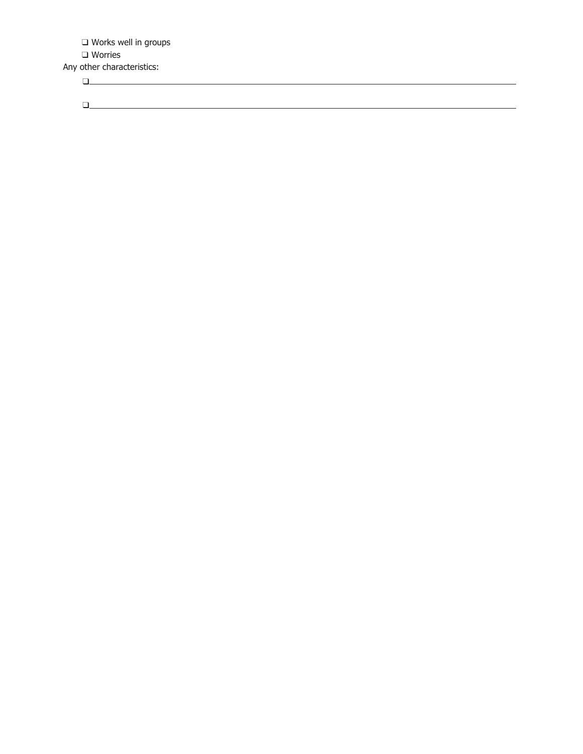- ❑ Works well in groups
- ❑ Worries

Any other characteristics:

- ❑ ______________________________________________________________________________

- ❑ ______________________________________________________________________________